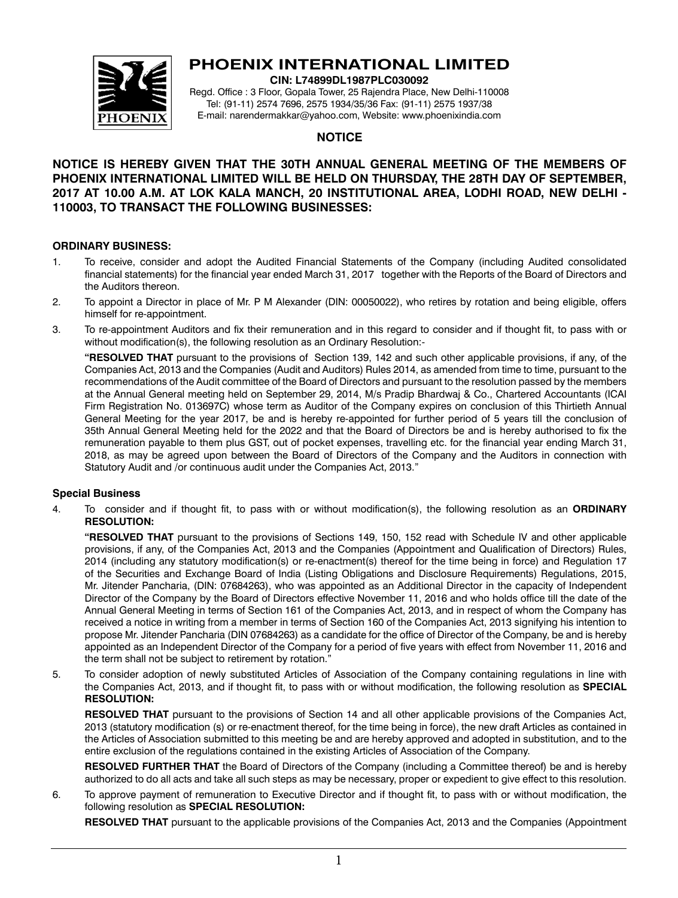# PHOENIX INTERNATIONAL LIMITED

**CIN: L74899DL1987PLC030092**

Regd. Office : 3 Floor, Gopala Tower, 25 Rajendra Place, New Delhi-110008
Tel: (91-11) 2574 7696, 2575 1934/35/36 Fax: (91-11) 2575 1937/38
E-mail: narendermakkar@yahoo.com, Website: www.phoenixindia.com

## NOTICE

**NOTICE IS HEREBY GIVEN THAT THE 30TH ANNUAL GENERAL MEETING OF THE MEMBERS OF PHOENIX INTERNATIONAL LIMITED WILL BE HELD ON THURSDAY, THE 28TH DAY OF SEPTEMBER, 2017 AT 10.00 A.M. AT LOK KALA MANCH, 20 INSTITUTIONAL AREA, LODHI ROAD, NEW DELHI - 110003, TO TRANSACT THE FOLLOWING BUSINESSES:**

### ORDINARY BUSINESS:

1. To receive, consider and adopt the Audited Financial Statements of the Company (including Audited consolidated financial statements) for the financial year ended March 31, 2017 together with the Reports of the Board of Directors and the Auditors thereon.

2. To appoint a Director in place of Mr. P M Alexander (DIN: 00050022), who retires by rotation and being eligible, offers himself for re-appointment.

3. To re-appointment Auditors and fix their remuneration and in this regard to consider and if thought fit, to pass with or without modification(s), the following resolution as an Ordinary Resolution:-

   **"RESOLVED THAT** pursuant to the provisions of Section 139, 142 and such other applicable provisions, if any, of the Companies Act, 2013 and the Companies (Audit and Auditors) Rules 2014, as amended from time to time, pursuant to the recommendations of the Audit committee of the Board of Directors and pursuant to the resolution passed by the members at the Annual General meeting held on September 29, 2014, M/s Pradip Bhardwaj & Co., Chartered Accountants (ICAI Firm Registration No. 013697C) whose term as Auditor of the Company expires on conclusion of this Thirtieth Annual General Meeting for the year 2017, be and is hereby re-appointed for further period of 5 years till the conclusion of 35th Annual General Meeting held for the 2022 and that the Board of Directors be and is hereby authorised to fix the remuneration payable to them plus GST, out of pocket expenses, travelling etc. for the financial year ending March 31, 2018, as may be agreed upon between the Board of Directors of the Company and the Auditors in connection with Statutory Audit and /or continuous audit under the Companies Act, 2013."

### Special Business

4. To consider and if thought fit, to pass with or without modification(s), the following resolution as an **ORDINARY RESOLUTION:**

   **"RESOLVED THAT** pursuant to the provisions of Sections 149, 150, 152 read with Schedule IV and other applicable provisions, if any, of the Companies Act, 2013 and the Companies (Appointment and Qualification of Directors) Rules, 2014 (including any statutory modification(s) or re-enactment(s) thereof for the time being in force) and Regulation 17 of the Securities and Exchange Board of India (Listing Obligations and Disclosure Requirements) Regulations, 2015, Mr. Jitender Pancharia, (DIN: 07684263), who was appointed as an Additional Director in the capacity of Independent Director of the Company by the Board of Directors effective November 11, 2016 and who holds office till the date of the Annual General Meeting in terms of Section 161 of the Companies Act, 2013, and in respect of whom the Company has received a notice in writing from a member in terms of Section 160 of the Companies Act, 2013 signifying his intention to propose Mr. Jitender Pancharia (DIN 07684263) as a candidate for the office of Director of the Company, be and is hereby appointed as an Independent Director of the Company for a period of five years with effect from November 11, 2016 and the term shall not be subject to retirement by rotation."

5. To consider adoption of newly substituted Articles of Association of the Company containing regulations in line with the Companies Act, 2013, and if thought fit, to pass with or without modification, the following resolution as **SPECIAL RESOLUTION:**

   **RESOLVED THAT** pursuant to the provisions of Section 14 and all other applicable provisions of the Companies Act, 2013 (statutory modification (s) or re-enactment thereof, for the time being in force), the new draft Articles as contained in the Articles of Association submitted to this meeting be and are hereby approved and adopted in substitution, and to the entire exclusion of the regulations contained in the existing Articles of Association of the Company.

   **RESOLVED FURTHER THAT** the Board of Directors of the Company (including a Committee thereof) be and is hereby authorized to do all acts and take all such steps as may be necessary, proper or expedient to give effect to this resolution.

6. To approve payment of remuneration to Executive Director and if thought fit, to pass with or without modification, the following resolution as **SPECIAL RESOLUTION:**

   **RESOLVED THAT** pursuant to the applicable provisions of the Companies Act, 2013 and the Companies (Appointment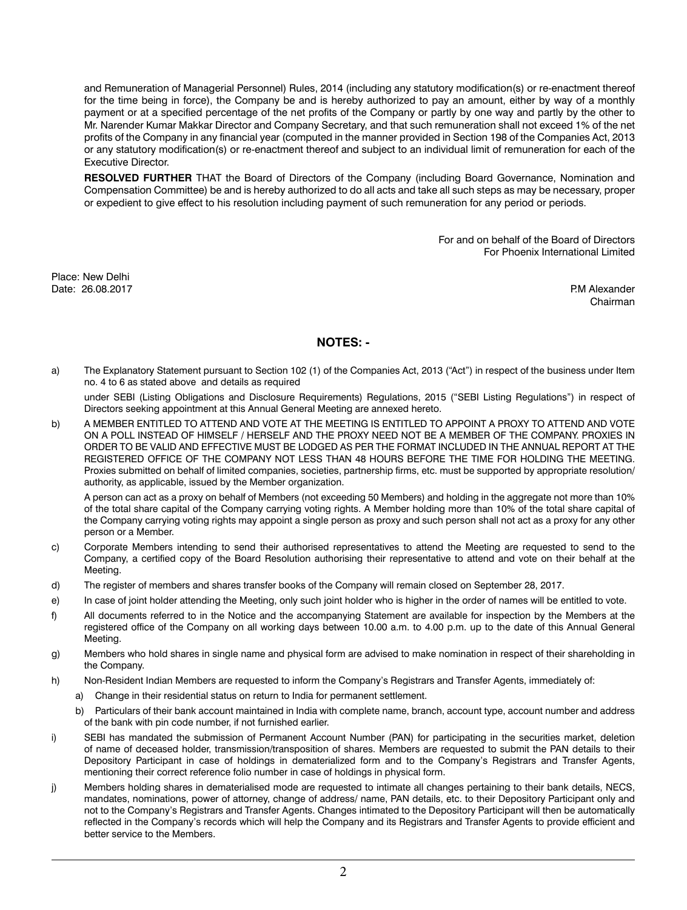and Remuneration of Managerial Personnel) Rules, 2014 (including any statutory modification(s) or re-enactment thereof for the time being in force), the Company be and is hereby authorized to pay an amount, either by way of a monthly payment or at a specified percentage of the net profits of the Company or partly by one way and partly by the other to Mr. Narender Kumar Makkar Director and Company Secretary, and that such remuneration shall not exceed 1% of the net profits of the Company in any financial year (computed in the manner provided in Section 198 of the Companies Act, 2013 or any statutory modification(s) or re-enactment thereof and subject to an individual limit of remuneration for each of the Executive Director.

**RESOLVED FURTHER** THAT the Board of Directors of the Company (including Board Governance, Nomination and Compensation Committee) be and is hereby authorized to do all acts and take all such steps as may be necessary, proper or expedient to give effect to his resolution including payment of such remuneration for any period or periods.

For and on behalf of the Board of Directors
For Phoenix International Limited

Place: New Delhi
Date: 26.08.2017

P.M Alexander
Chairman

## NOTES: -

a) The Explanatory Statement pursuant to Section 102 (1) of the Companies Act, 2013 ("Act") in respect of the business under Item no. 4 to 6 as stated above and details as required

under SEBI (Listing Obligations and Disclosure Requirements) Regulations, 2015 ("SEBI Listing Regulations") in respect of Directors seeking appointment at this Annual General Meeting are annexed hereto.

b) A MEMBER ENTITLED TO ATTEND AND VOTE AT THE MEETING IS ENTITLED TO APPOINT A PROXY TO ATTEND AND VOTE ON A POLL INSTEAD OF HIMSELF / HERSELF AND THE PROXY NEED NOT BE A MEMBER OF THE COMPANY. PROXIES IN ORDER TO BE VALID AND EFFECTIVE MUST BE LODGED AS PER THE FORMAT INCLUDED IN THE ANNUAL REPORT AT THE REGISTERED OFFICE OF THE COMPANY NOT LESS THAN 48 HOURS BEFORE THE TIME FOR HOLDING THE MEETING. Proxies submitted on behalf of limited companies, societies, partnership firms, etc. must be supported by appropriate resolution/ authority, as applicable, issued by the Member organization.

A person can act as a proxy on behalf of Members (not exceeding 50 Members) and holding in the aggregate not more than 10% of the total share capital of the Company carrying voting rights. A Member holding more than 10% of the total share capital of the Company carrying voting rights may appoint a single person as proxy and such person shall not act as a proxy for any other person or a Member.

c) Corporate Members intending to send their authorised representatives to attend the Meeting are requested to send to the Company, a certified copy of the Board Resolution authorising their representative to attend and vote on their behalf at the Meeting.

d) The register of members and shares transfer books of the Company will remain closed on September 28, 2017.

e) In case of joint holder attending the Meeting, only such joint holder who is higher in the order of names will be entitled to vote.

f) All documents referred to in the Notice and the accompanying Statement are available for inspection by the Members at the registered office of the Company on all working days between 10.00 a.m. to 4.00 p.m. up to the date of this Annual General Meeting.

g) Members who hold shares in single name and physical form are advised to make nomination in respect of their shareholding in the Company.

h) Non-Resident Indian Members are requested to inform the Company's Registrars and Transfer Agents, immediately of:

a) Change in their residential status on return to India for permanent settlement.

b) Particulars of their bank account maintained in India with complete name, branch, account type, account number and address of the bank with pin code number, if not furnished earlier.

i) SEBI has mandated the submission of Permanent Account Number (PAN) for participating in the securities market, deletion of name of deceased holder, transmission/transposition of shares. Members are requested to submit the PAN details to their Depository Participant in case of holdings in dematerialized form and to the Company's Registrars and Transfer Agents, mentioning their correct reference folio number in case of holdings in physical form.

j) Members holding shares in dematerialised mode are requested to intimate all changes pertaining to their bank details, NECS, mandates, nominations, power of attorney, change of address/ name, PAN details, etc. to their Depository Participant only and not to the Company's Registrars and Transfer Agents. Changes intimated to the Depository Participant will then be automatically reflected in the Company's records which will help the Company and its Registrars and Transfer Agents to provide efficient and better service to the Members.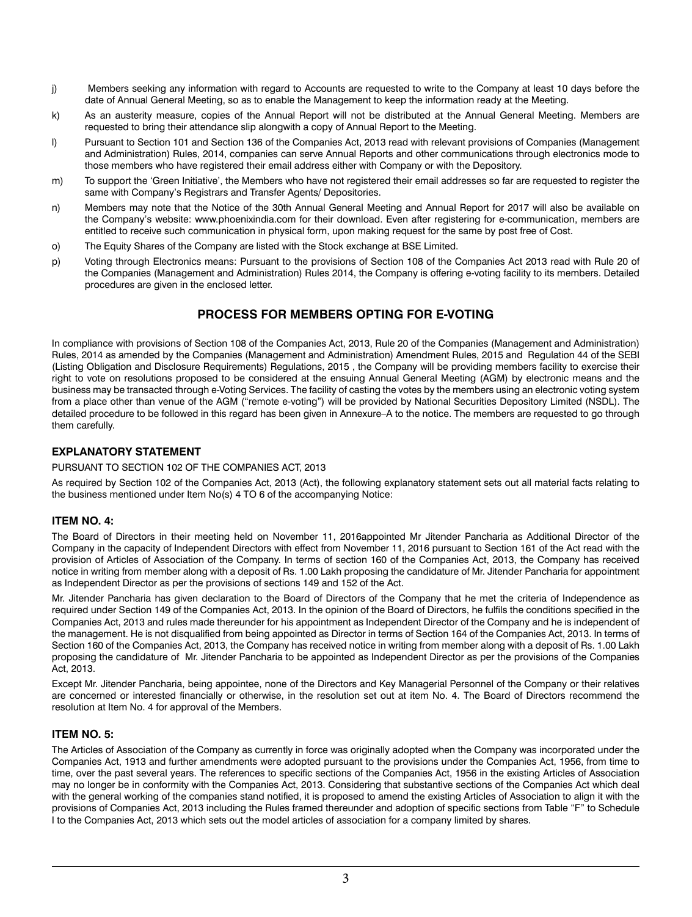j) Members seeking any information with regard to Accounts are requested to write to the Company at least 10 days before the date of Annual General Meeting, so as to enable the Management to keep the information ready at the Meeting.

k) As an austerity measure, copies of the Annual Report will not be distributed at the Annual General Meeting. Members are requested to bring their attendance slip alongwith a copy of Annual Report to the Meeting.

l) Pursuant to Section 101 and Section 136 of the Companies Act, 2013 read with relevant provisions of Companies (Management and Administration) Rules, 2014, companies can serve Annual Reports and other communications through electronics mode to those members who have registered their email address either with Company or with the Depository.

m) To support the 'Green Initiative', the Members who have not registered their email addresses so far are requested to register the same with Company's Registrars and Transfer Agents/ Depositories.

n) Members may note that the Notice of the 30th Annual General Meeting and Annual Report for 2017 will also be available on the Company's website: www.phoenixindia.com for their download. Even after registering for e-communication, members are entitled to receive such communication in physical form, upon making request for the same by post free of Cost.

o) The Equity Shares of the Company are listed with the Stock exchange at BSE Limited.

p) Voting through Electronics means: Pursuant to the provisions of Section 108 of the Companies Act 2013 read with Rule 20 of the Companies (Management and Administration) Rules 2014, the Company is offering e-voting facility to its members. Detailed procedures are given in the enclosed letter.

## PROCESS FOR MEMBERS OPTING FOR E-VOTING

In compliance with provisions of Section 108 of the Companies Act, 2013, Rule 20 of the Companies (Management and Administration) Rules, 2014 as amended by the Companies (Management and Administration) Amendment Rules, 2015 and Regulation 44 of the SEBI (Listing Obligation and Disclosure Requirements) Regulations, 2015 , the Company will be providing members facility to exercise their right to vote on resolutions proposed to be considered at the ensuing Annual General Meeting (AGM) by electronic means and the business may be transacted through e-Voting Services. The facility of casting the votes by the members using an electronic voting system from a place other than venue of the AGM ("remote e-voting") will be provided by National Securities Depository Limited (NSDL). The detailed procedure to be followed in this regard has been given in Annexure–A to the notice. The members are requested to go through them carefully.

### EXPLANATORY STATEMENT

PURSUANT TO SECTION 102 OF THE COMPANIES ACT, 2013

As required by Section 102 of the Companies Act, 2013 (Act), the following explanatory statement sets out all material facts relating to the business mentioned under Item No(s) 4 TO 6 of the accompanying Notice:

### ITEM NO. 4:

The Board of Directors in their meeting held on November 11, 2016appointed Mr Jitender Pancharia as Additional Director of the Company in the capacity of Independent Directors with effect from November 11, 2016 pursuant to Section 161 of the Act read with the provision of Articles of Association of the Company. In terms of section 160 of the Companies Act, 2013, the Company has received notice in writing from member along with a deposit of Rs. 1.00 Lakh proposing the candidature of Mr. Jitender Pancharia for appointment as Independent Director as per the provisions of sections 149 and 152 of the Act.

Mr. Jitender Pancharia has given declaration to the Board of Directors of the Company that he met the criteria of Independence as required under Section 149 of the Companies Act, 2013. In the opinion of the Board of Directors, he fulfils the conditions specified in the Companies Act, 2013 and rules made thereunder for his appointment as Independent Director of the Company and he is independent of the management. He is not disqualified from being appointed as Director in terms of Section 164 of the Companies Act, 2013. In terms of Section 160 of the Companies Act, 2013, the Company has received notice in writing from member along with a deposit of Rs. 1.00 Lakh proposing the candidature of Mr. Jitender Pancharia to be appointed as Independent Director as per the provisions of the Companies Act, 2013.

Except Mr. Jitender Pancharia, being appointee, none of the Directors and Key Managerial Personnel of the Company or their relatives are concerned or interested financially or otherwise, in the resolution set out at item No. 4. The Board of Directors recommend the resolution at Item No. 4 for approval of the Members.

### ITEM NO. 5:

The Articles of Association of the Company as currently in force was originally adopted when the Company was incorporated under the Companies Act, 1913 and further amendments were adopted pursuant to the provisions under the Companies Act, 1956, from time to time, over the past several years. The references to specific sections of the Companies Act, 1956 in the existing Articles of Association may no longer be in conformity with the Companies Act, 2013. Considering that substantive sections of the Companies Act which deal with the general working of the companies stand notified, it is proposed to amend the existing Articles of Association to align it with the provisions of Companies Act, 2013 including the Rules framed thereunder and adoption of specific sections from Table "F" to Schedule I to the Companies Act, 2013 which sets out the model articles of association for a company limited by shares.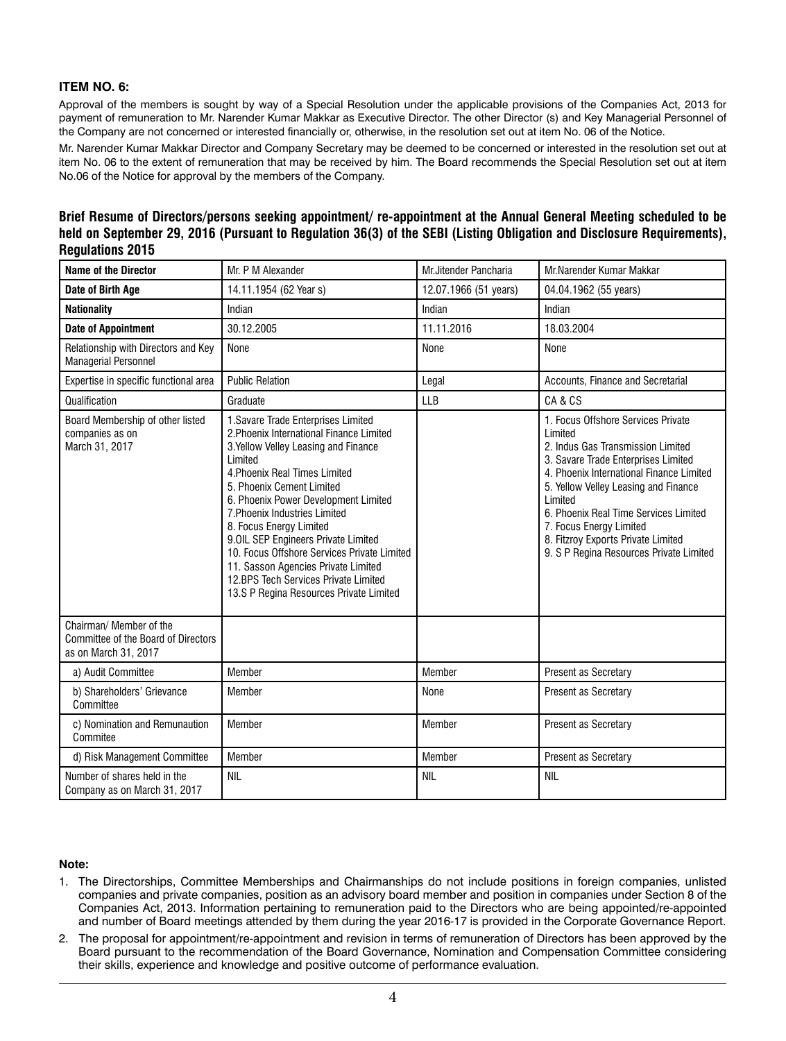### ITEM NO. 6:

Approval of the members is sought by way of a Special Resolution under the applicable provisions of the Companies Act, 2013 for payment of remuneration to Mr. Narender Kumar Makkar as Executive Director. The other Director (s) and Key Managerial Personnel of the Company are not concerned or interested financially or, otherwise, in the resolution set out at item No. 06 of the Notice.

Mr. Narender Kumar Makkar Director and Company Secretary may be deemed to be concerned or interested in the resolution set out at item No. 06 to the extent of remuneration that may be received by him. The Board recommends the Special Resolution set out at item No.06 of the Notice for approval by the members of the Company.

**Brief Resume of Directors/persons seeking appointment/ re-appointment at the Annual General Meeting scheduled to be held on September 29, 2016 (Pursuant to Regulation 36(3) of the SEBI (Listing Obligation and Disclosure Requirements), Regulations 2015**

| **Name of the Director** | Mr. P M Alexander | Mr.Jitender Pancharia | Mr.Narender Kumar Makkar |
|---|---|---|---|
| **Date of Birth Age** | 14.11.1954 (62 Year s) | 12.07.1966 (51 years) | 04.04.1962 (55 years) |
| **Nationality** | Indian | Indian | Indian |
| **Date of Appointment** | 30.12.2005 | 11.11.2016 | 18.03.2004 |
| Relationship with Directors and Key Managerial Personnel | None | None | None |
| Expertise in specific functional area | Public Relation | Legal | Accounts, Finance and Secretarial |
| Qualification | Graduate | LLB | CA & CS |
| Board Membership of other listed companies as on March 31, 2017 | 1.Savare Trade Enterprises Limited<br>2.Phoenix International Finance Limited<br>3.Yellow Velley Leasing and Finance Limited<br>4.Phoenix Real Times Limited<br>5. Phoenix Cement Limited<br>6. Phoenix Power Development Limited<br>7.Phoenix Industries Limited<br>8. Focus Energy Limited<br>9.OIL SEP Engineers Private Limited<br>10. Focus Offshore Services Private Limited<br>11. Sasson Agencies Private Limited<br>12.BPS Tech Services Private Limited<br>13.S P Regina Resources Private Limited | | 1. Focus Offshore Services Private Limited<br>2. Indus Gas Transmission Limited<br>3. Savare Trade Enterprises Limited<br>4. Phoenix International Finance Limited<br>5. Yellow Velley Leasing and Finance Limited<br>6. Phoenix Real Time Services Limited<br>7. Focus Energy Limited<br>8. Fitzroy Exports Private Limited<br>9. S P Regina Resources Private Limited |
| Chairman/ Member of the Committee of the Board of Directors as on March 31, 2017 | | | |
| a) Audit Committee | Member | Member | Present as Secretary |
| b) Shareholders' Grievance Committee | Member | None | Present as Secretary |
| c) Nomination and Remunaution Commitee | Member | Member | Present as Secretary |
| d) Risk Management Committee | Member | Member | Present as Secretary |
| Number of shares held in the Company as on March 31, 2017 | NIL | NIL | NIL |

**Note:**

1. The Directorships, Committee Memberships and Chairmanships do not include positions in foreign companies, unlisted companies and private companies, position as an advisory board member and position in companies under Section 8 of the Companies Act, 2013. Information pertaining to remuneration paid to the Directors who are being appointed/re-appointed and number of Board meetings attended by them during the year 2016-17 is provided in the Corporate Governance Report.
2. The proposal for appointment/re-appointment and revision in terms of remuneration of Directors has been approved by the Board pursuant to the recommendation of the Board Governance, Nomination and Compensation Committee considering their skills, experience and knowledge and positive outcome of performance evaluation.